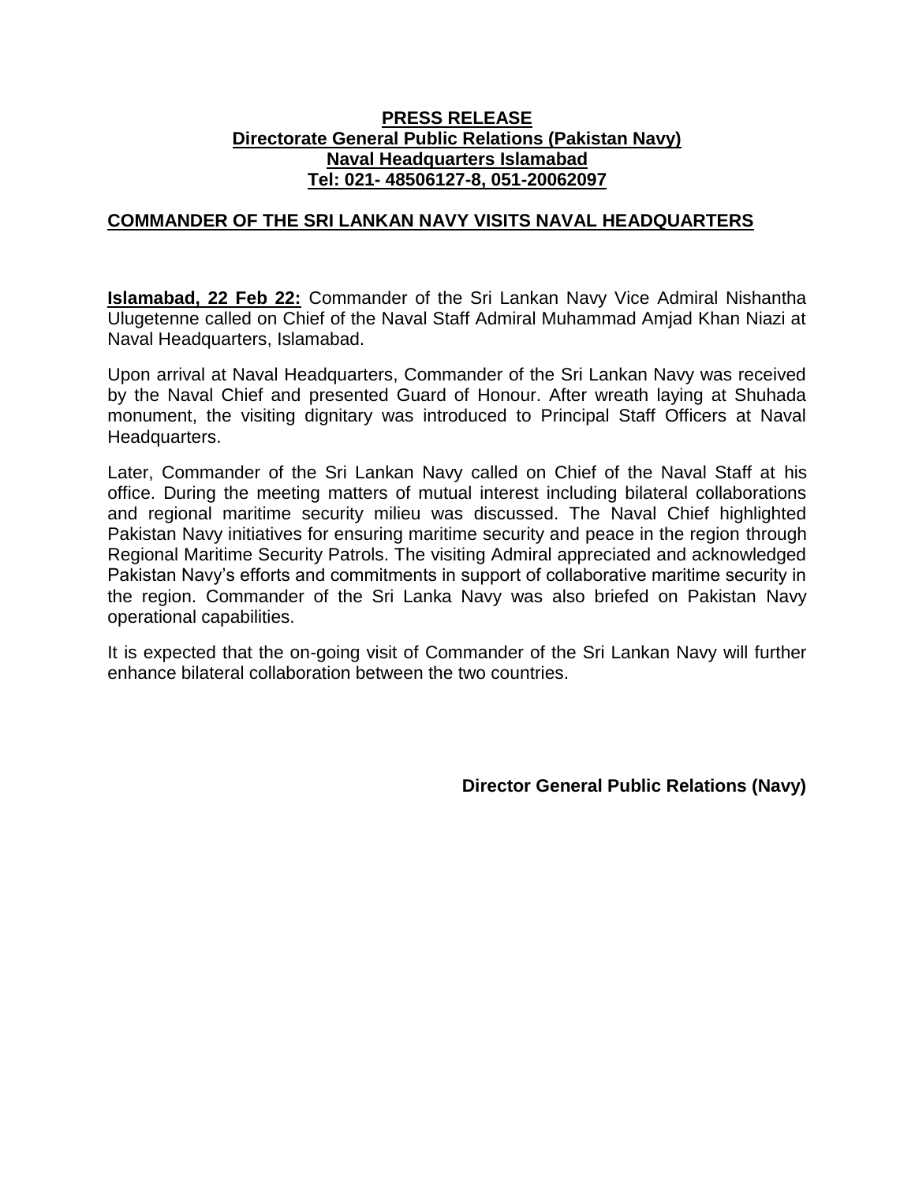**PRESS RELEASE**
**Directorate General Public Relations (Pakistan Navy)**
**Naval Headquarters Islamabad**
**Tel: 021- 48506127-8, 051-20062097**

## COMMANDER OF THE SRI LANKAN NAVY VISITS NAVAL HEADQUARTERS

**Islamabad, 22 Feb 22:** Commander of the Sri Lankan Navy Vice Admiral Nishantha Ulugetenne called on Chief of the Naval Staff Admiral Muhammad Amjad Khan Niazi at Naval Headquarters, Islamabad.

Upon arrival at Naval Headquarters, Commander of the Sri Lankan Navy was received by the Naval Chief and presented Guard of Honour. After wreath laying at Shuhada monument, the visiting dignitary was introduced to Principal Staff Officers at Naval Headquarters.

Later, Commander of the Sri Lankan Navy called on Chief of the Naval Staff at his office. During the meeting matters of mutual interest including bilateral collaborations and regional maritime security milieu was discussed. The Naval Chief highlighted Pakistan Navy initiatives for ensuring maritime security and peace in the region through Regional Maritime Security Patrols. The visiting Admiral appreciated and acknowledged Pakistan Navy's efforts and commitments in support of collaborative maritime security in the region. Commander of the Sri Lanka Navy was also briefed on Pakistan Navy operational capabilities.

It is expected that the on-going visit of Commander of the Sri Lankan Navy will further enhance bilateral collaboration between the two countries.

**Director General Public Relations (Navy)**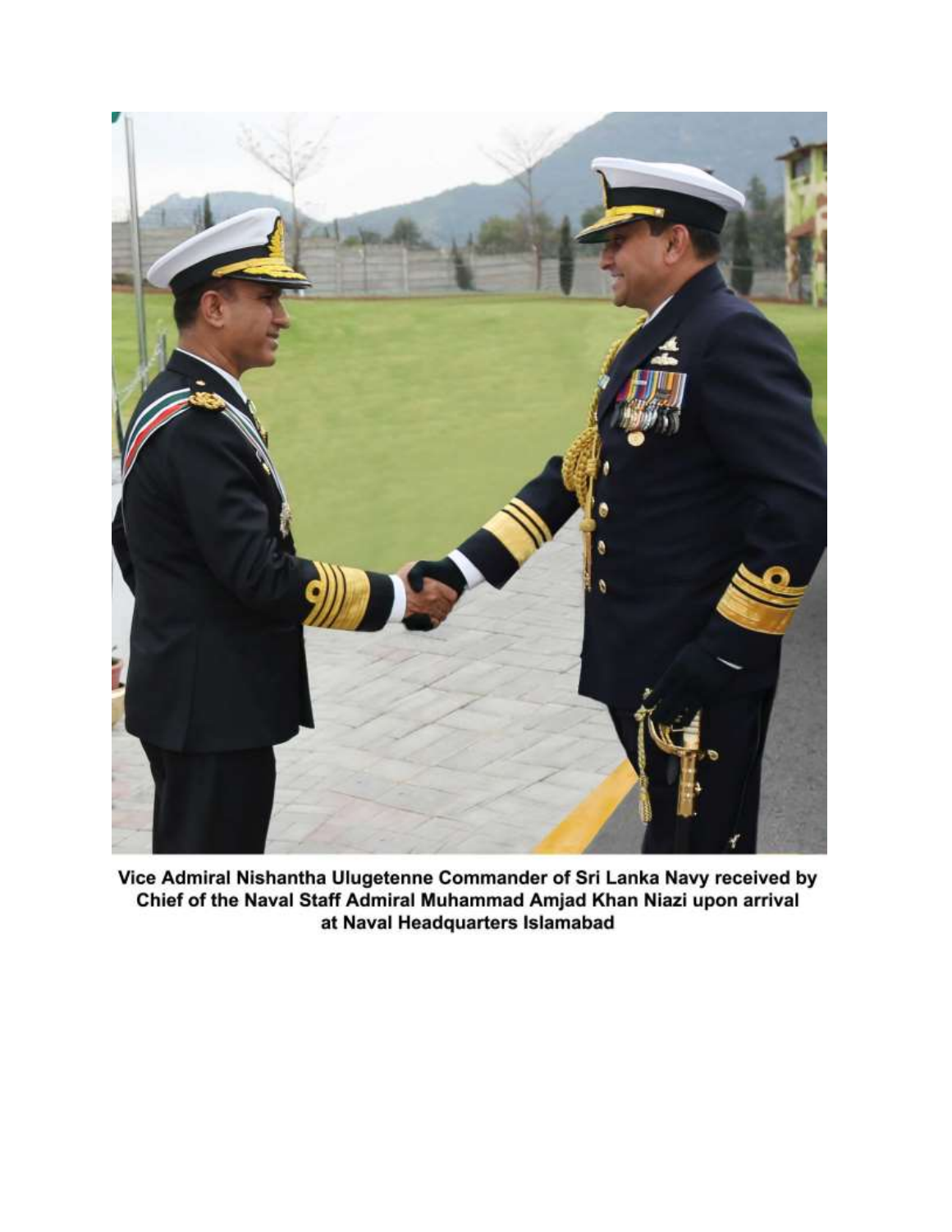Vice Admiral Nishantha Ulugetenne Commander of Sri Lanka Navy received by Chief of the Naval Staff Admiral Muhammad Amjad Khan Niazi upon arrival at Naval Headquarters Islamabad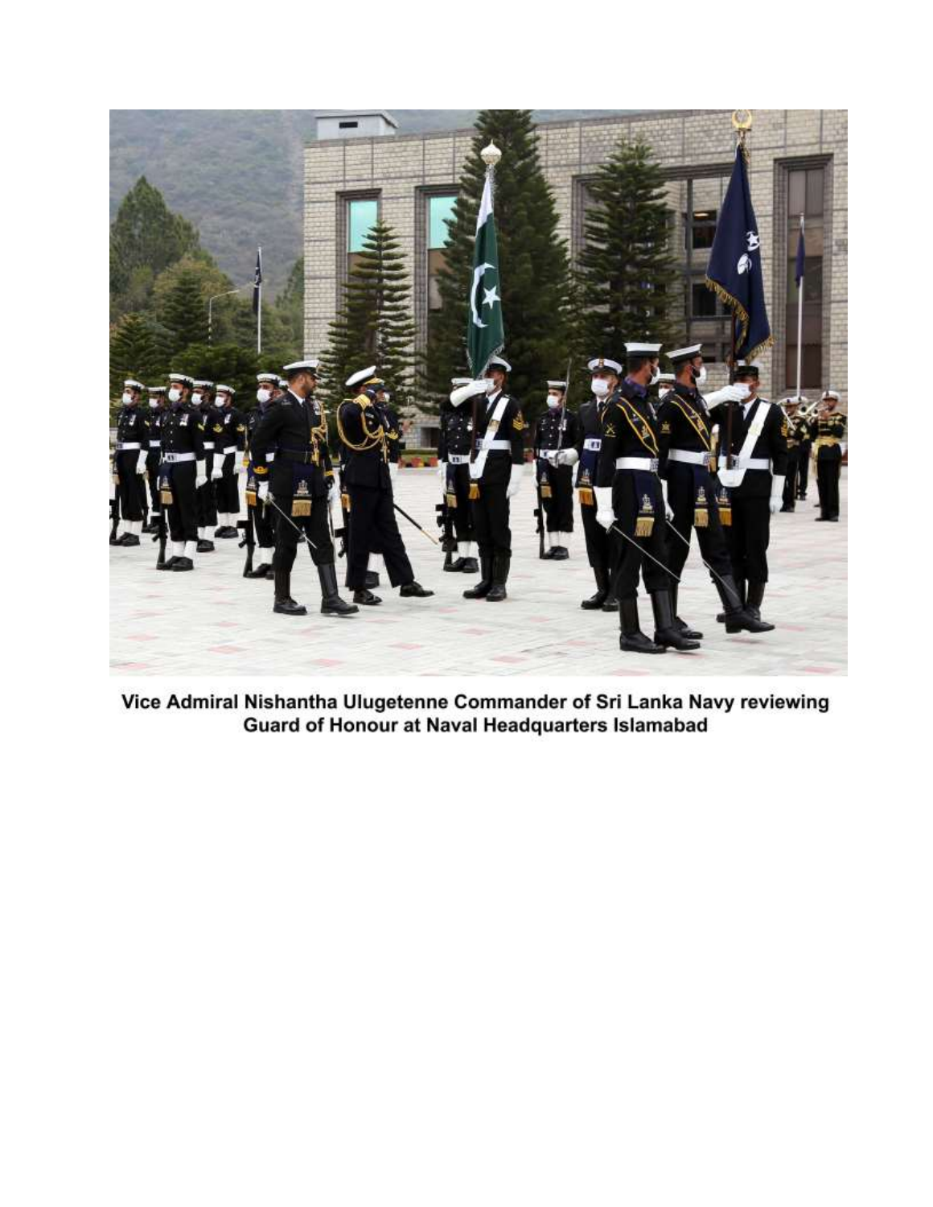**Vice Admiral Nishantha Ulugetenne Commander of Sri Lanka Navy reviewing Guard of Honour at Naval Headquarters Islamabad**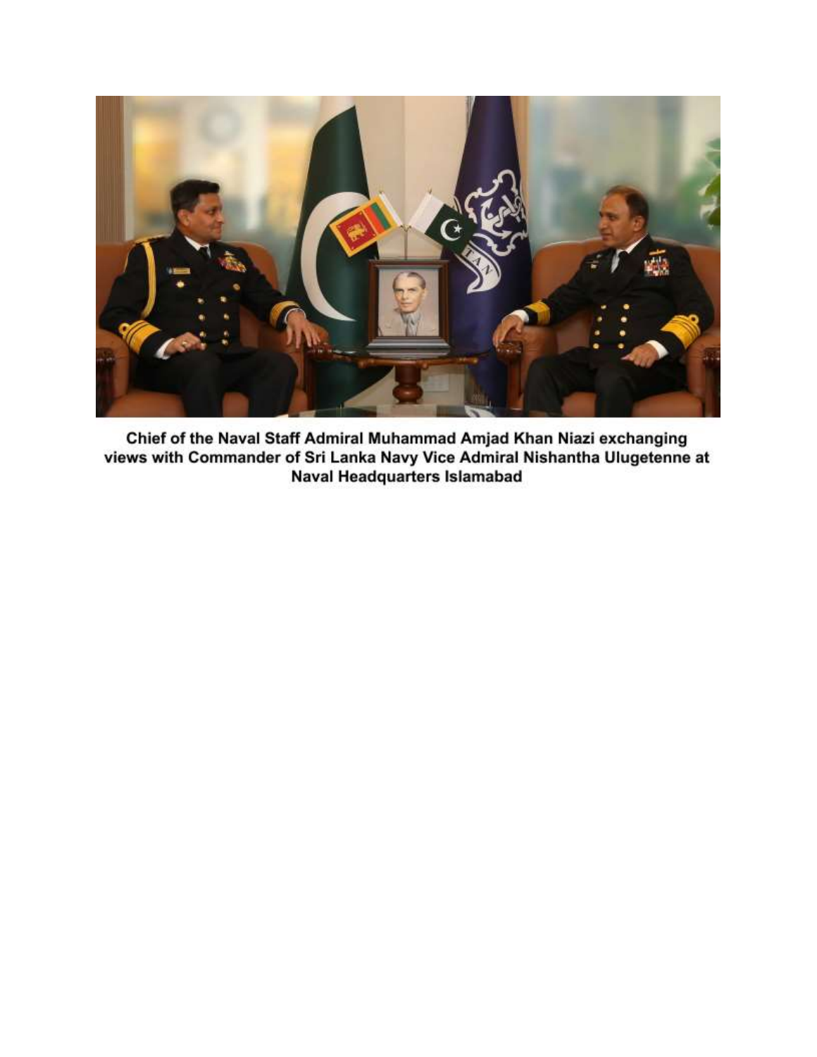**Chief of the Naval Staff Admiral Muhammad Amjad Khan Niazi exchanging views with Commander of Sri Lanka Navy Vice Admiral Nishantha Ulugetenne at Naval Headquarters Islamabad**